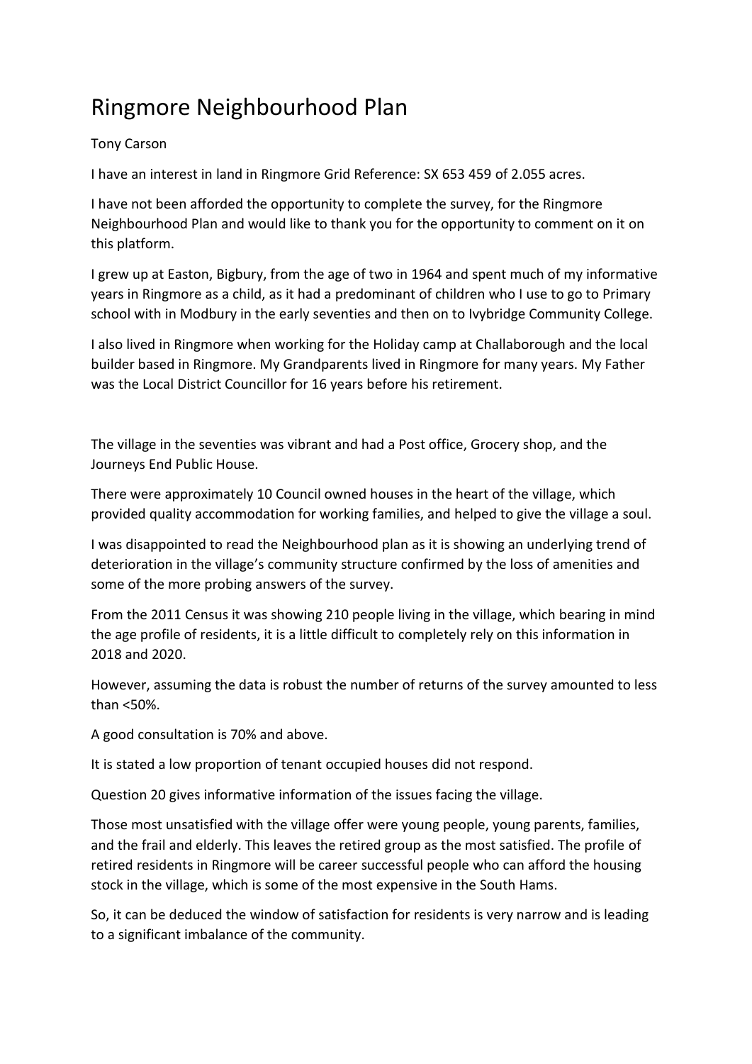# Ringmore Neighbourhood Plan

Tony Carson

I have an interest in land in Ringmore Grid Reference: SX 653 459 of 2.055 acres.

I have not been afforded the opportunity to complete the survey, for the Ringmore Neighbourhood Plan and would like to thank you for the opportunity to comment on it on this platform.

I grew up at Easton, Bigbury, from the age of two in 1964 and spent much of my informative years in Ringmore as a child, as it had a predominant of children who I use to go to Primary school with in Modbury in the early seventies and then on to Ivybridge Community College.

I also lived in Ringmore when working for the Holiday camp at Challaborough and the local builder based in Ringmore. My Grandparents lived in Ringmore for many years. My Father was the Local District Councillor for 16 years before his retirement.

The village in the seventies was vibrant and had a Post office, Grocery shop, and the Journeys End Public House.

There were approximately 10 Council owned houses in the heart of the village, which provided quality accommodation for working families, and helped to give the village a soul.

I was disappointed to read the Neighbourhood plan as it is showing an underlying trend of deterioration in the village's community structure confirmed by the loss of amenities and some of the more probing answers of the survey.

From the 2011 Census it was showing 210 people living in the village, which bearing in mind the age profile of residents, it is a little difficult to completely rely on this information in 2018 and 2020.

However, assuming the data is robust the number of returns of the survey amounted to less than <50%.

A good consultation is 70% and above.

It is stated a low proportion of tenant occupied houses did not respond.

Question 20 gives informative information of the issues facing the village.

Those most unsatisfied with the village offer were young people, young parents, families, and the frail and elderly. This leaves the retired group as the most satisfied. The profile of retired residents in Ringmore will be career successful people who can afford the housing stock in the village, which is some of the most expensive in the South Hams.

So, it can be deduced the window of satisfaction for residents is very narrow and is leading to a significant imbalance of the community.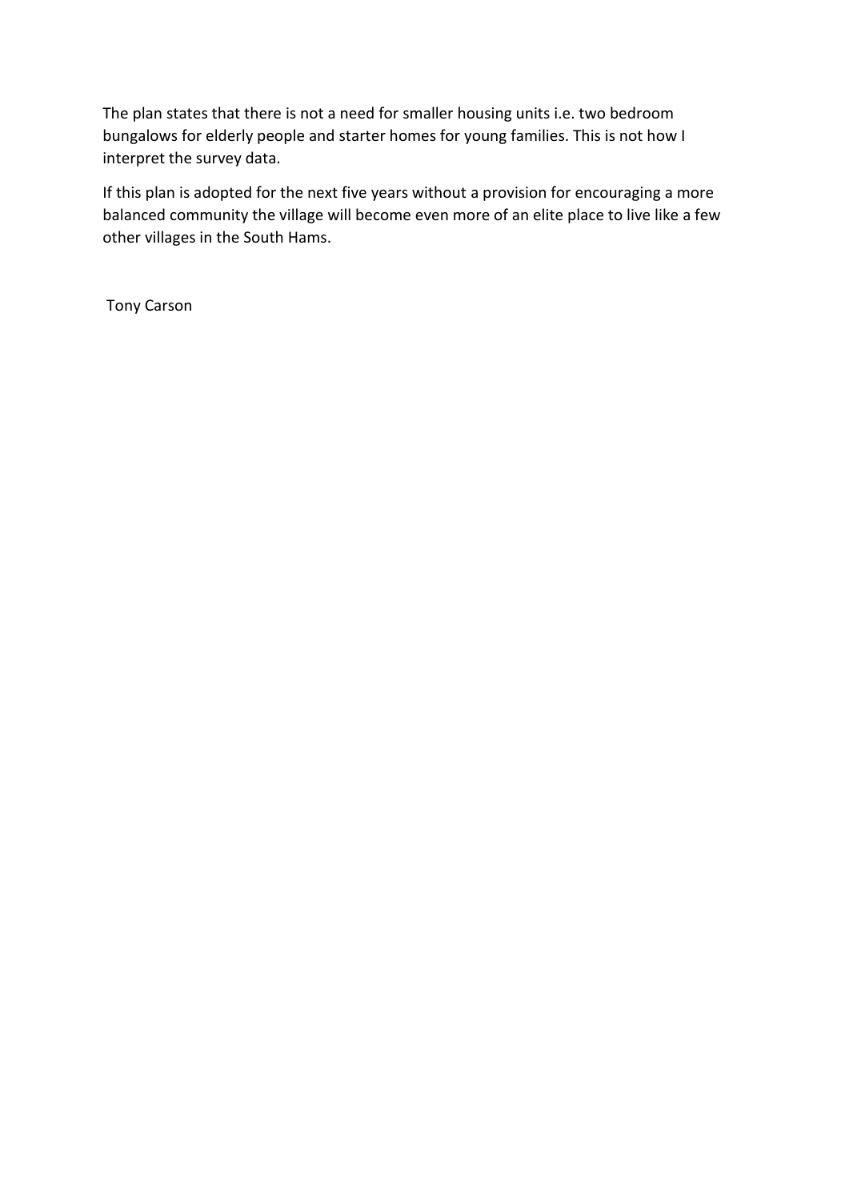The plan states that there is not a need for smaller housing units i.e. two bedroom bungalows for elderly people and starter homes for young families. This is not how I interpret the survey data.

If this plan is adopted for the next five years without a provision for encouraging a more balanced community the village will become even more of an elite place to live like a few other villages in the South Hams.

Tony Carson